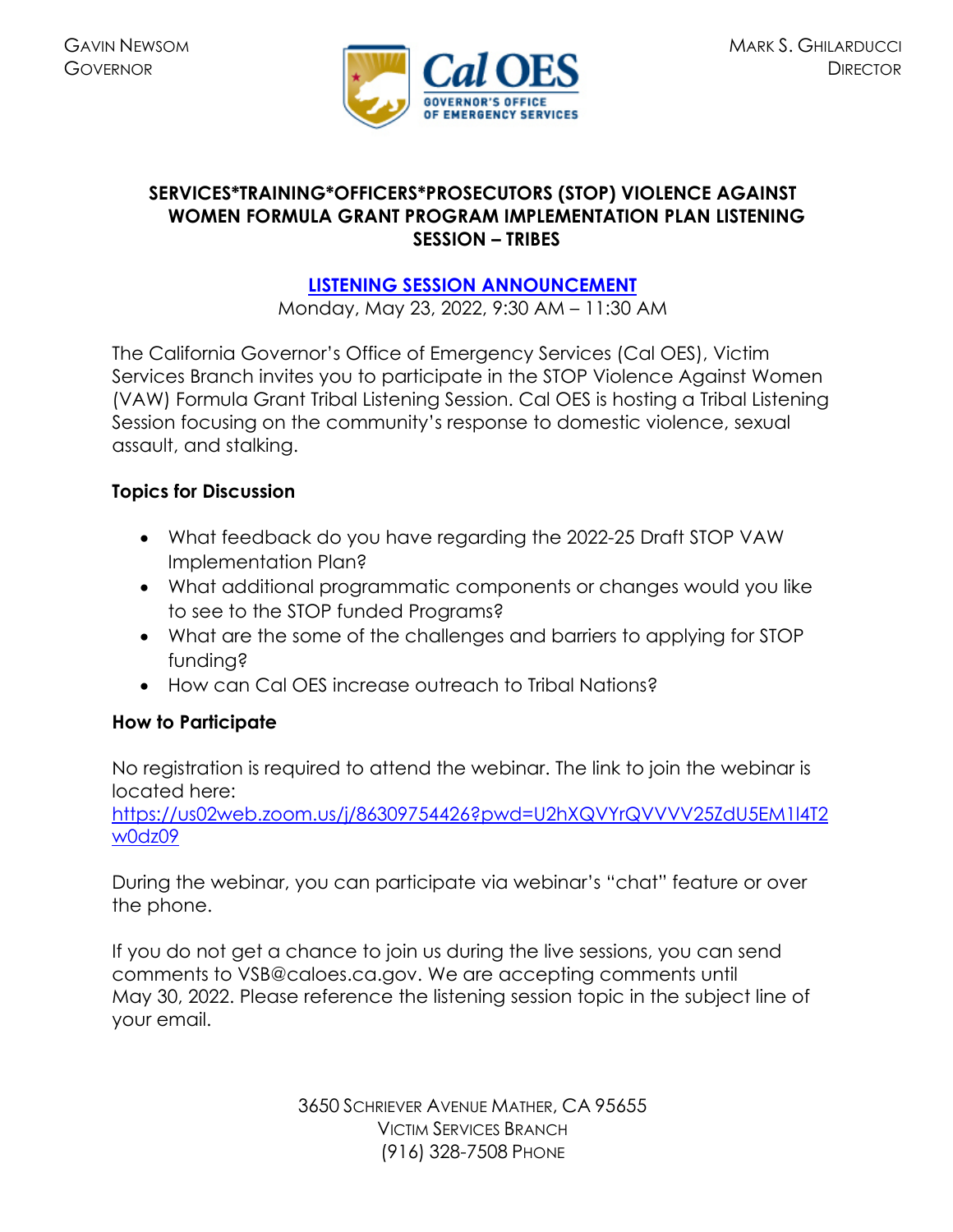GAVIN NEWSOM
GOVERNOR

Cal OES
GOVERNOR'S OFFICE
OF EMERGENCY SERVICES

MARK S. GHILARDUCCI
DIRECTOR

# SERVICES*TRAINING*OFFICERS*PROSECUTORS (STOP) VIOLENCE AGAINST WOMEN FORMULA GRANT PROGRAM IMPLEMENTATION PLAN LISTENING SESSION – TRIBES

## LISTENING SESSION ANNOUNCEMENT

Monday, May 23, 2022, 9:30 AM – 11:30 AM

The California Governor's Office of Emergency Services (Cal OES), Victim Services Branch invites you to participate in the STOP Violence Against Women (VAW) Formula Grant Tribal Listening Session. Cal OES is hosting a Tribal Listening Session focusing on the community's response to domestic violence, sexual assault, and stalking.

### Topics for Discussion

- What feedback do you have regarding the 2022-25 Draft STOP VAW Implementation Plan?
- What additional programmatic components or changes would you like to see to the STOP funded Programs?
- What are the some of the challenges and barriers to applying for STOP funding?
- How can Cal OES increase outreach to Tribal Nations?

### How to Participate

No registration is required to attend the webinar. The link to join the webinar is located here:
https://us02web.zoom.us/j/86309754426?pwd=U2hXQVYrQVVVV25ZdU5EM1I4T2w0dz09

During the webinar, you can participate via webinar's "chat" feature or over the phone.

If you do not get a chance to join us during the live sessions, you can send comments to VSB@caloes.ca.gov. We are accepting comments until May 30, 2022. Please reference the listening session topic in the subject line of your email.

3650 SCHRIEVER AVENUE MATHER, CA 95655
VICTIM SERVICES BRANCH
(916) 328-7508 PHONE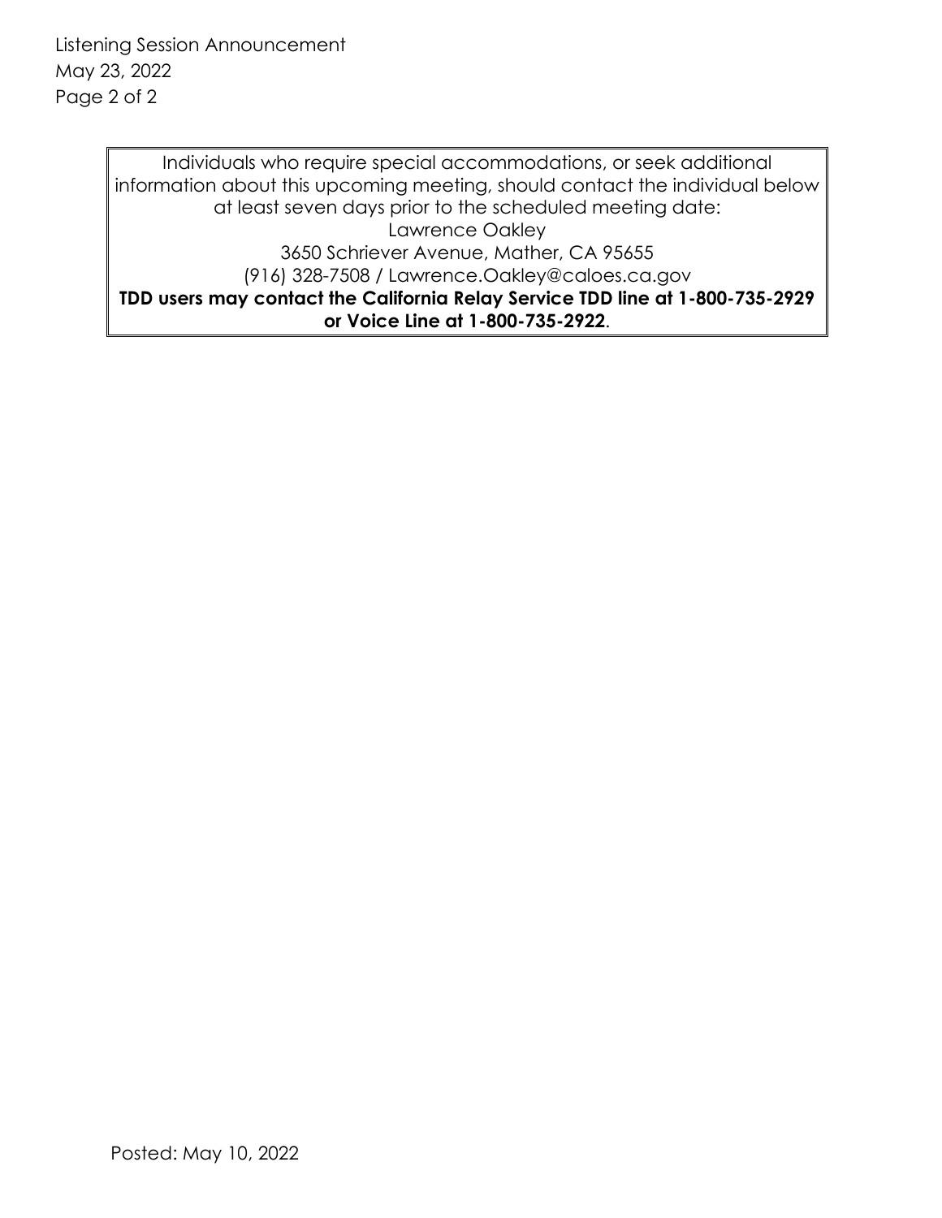Individuals who require special accommodations, or seek additional information about this upcoming meeting, should contact the individual below at least seven days prior to the scheduled meeting date:
Lawrence Oakley
3650 Schriever Avenue, Mather, CA 95655
(916) 328-7508 / Lawrence.Oakley@caloes.ca.gov
**TDD users may contact the California Relay Service TDD line at 1-800-735-2929 or Voice Line at 1-800-735-2922**.

Posted: May 10, 2022